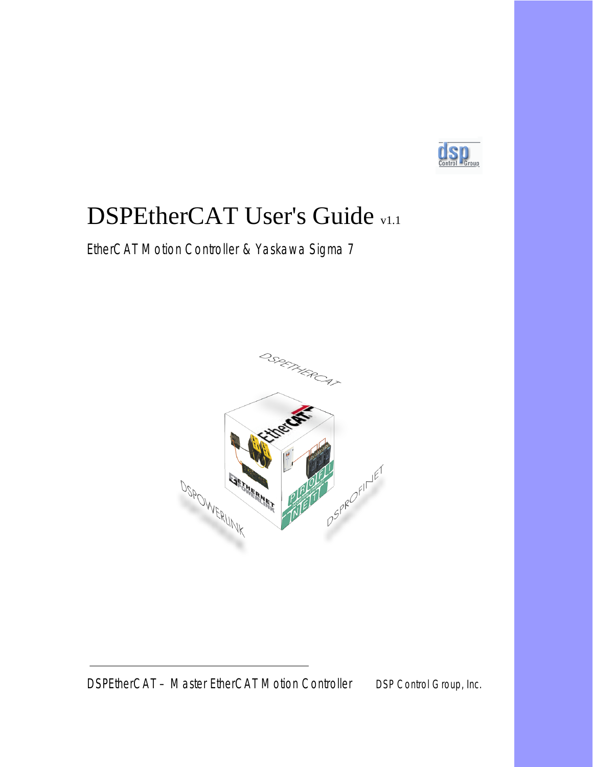# DSPEtherCAT User's Guide v1.1

EtherCAT Motion Controller & Yaskawa Sigma 7

DSPEtherCAT – Master EtherCAT Motion Controller DSP Control Group, Inc.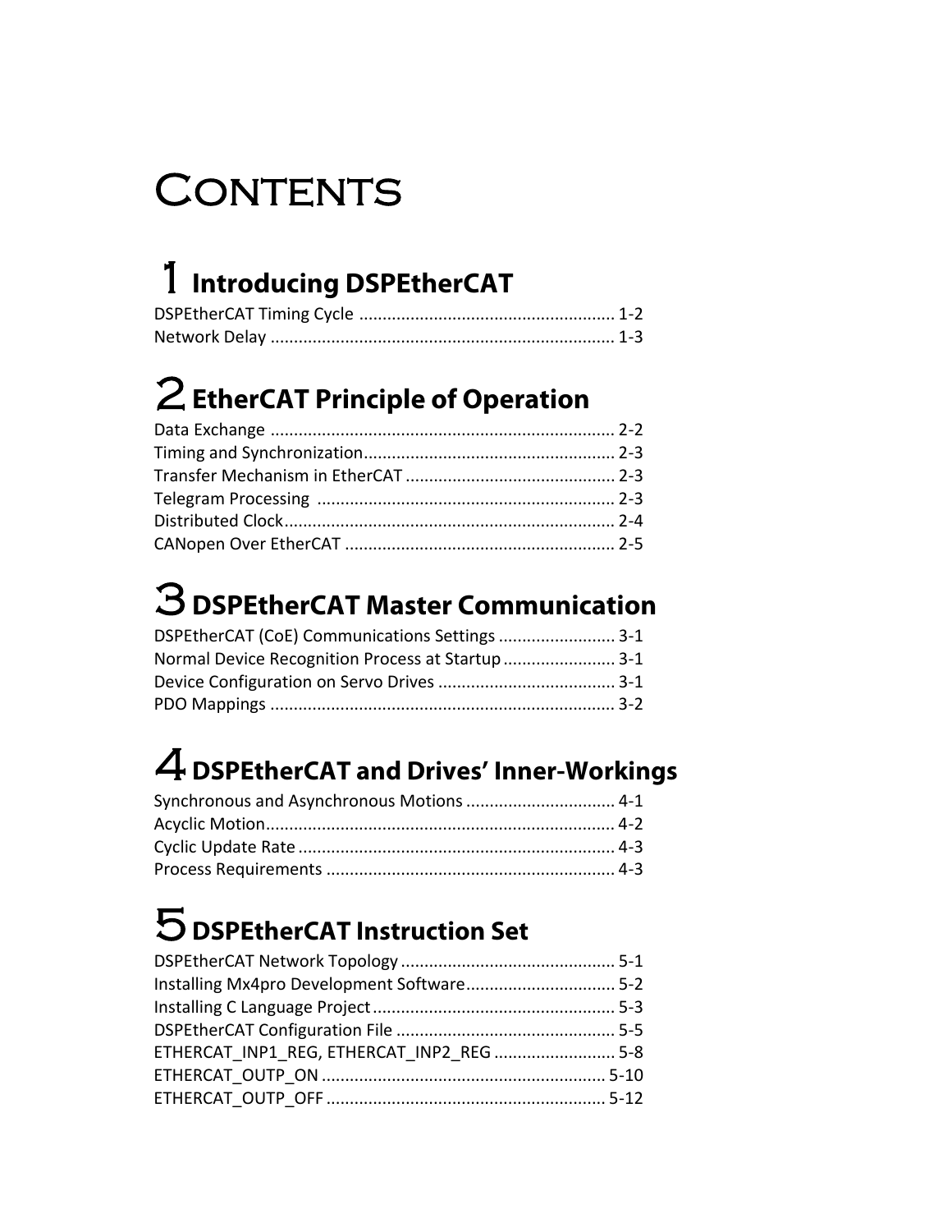# Contents

## 1 Introducing DSPEtherCAT

DSPEtherCAT Timing Cycle ...................................................... 1-2
Network Delay ......................................................................... 1-3

## 2 EtherCAT Principle of Operation

Data Exchange ......................................................................... 2-2
Timing and Synchronization..................................................... 2-3
Transfer Mechanism in EtherCAT ............................................ 2-3
Telegram Processing ............................................................... 2-3
Distributed Clock...................................................................... 2-4
CANopen Over EtherCAT ......................................................... 2-5

## 3 DSPEtherCAT Master Communication

DSPEtherCAT (CoE) Communications Settings ......................... 3-1
Normal Device Recognition Process at Startup........................ 3-1
Device Configuration on Servo Drives ..................................... 3-1
PDO Mappings ......................................................................... 3-2

## 4 DSPEtherCAT and Drives' Inner-Workings

Synchronous and Asynchronous Motions ................................ 4-1
Acyclic Motion.......................................................................... 4-2
Cyclic Update Rate ................................................................... 4-3
Process Requirements ............................................................. 4-3

## 5 DSPEtherCAT Instruction Set

DSPEtherCAT Network Topology .............................................. 5-1
Installing Mx4pro Development Software................................ 5-2
Installing C Language Project.................................................... 5-3
DSPEtherCAT Configuration File ............................................... 5-5
ETHERCAT_INP1_REG, ETHERCAT_INP2_REG .......................... 5-8
ETHERCAT_OUTP_ON ............................................................ 5-10
ETHERCAT_OUTP_OFF ........................................................... 5-12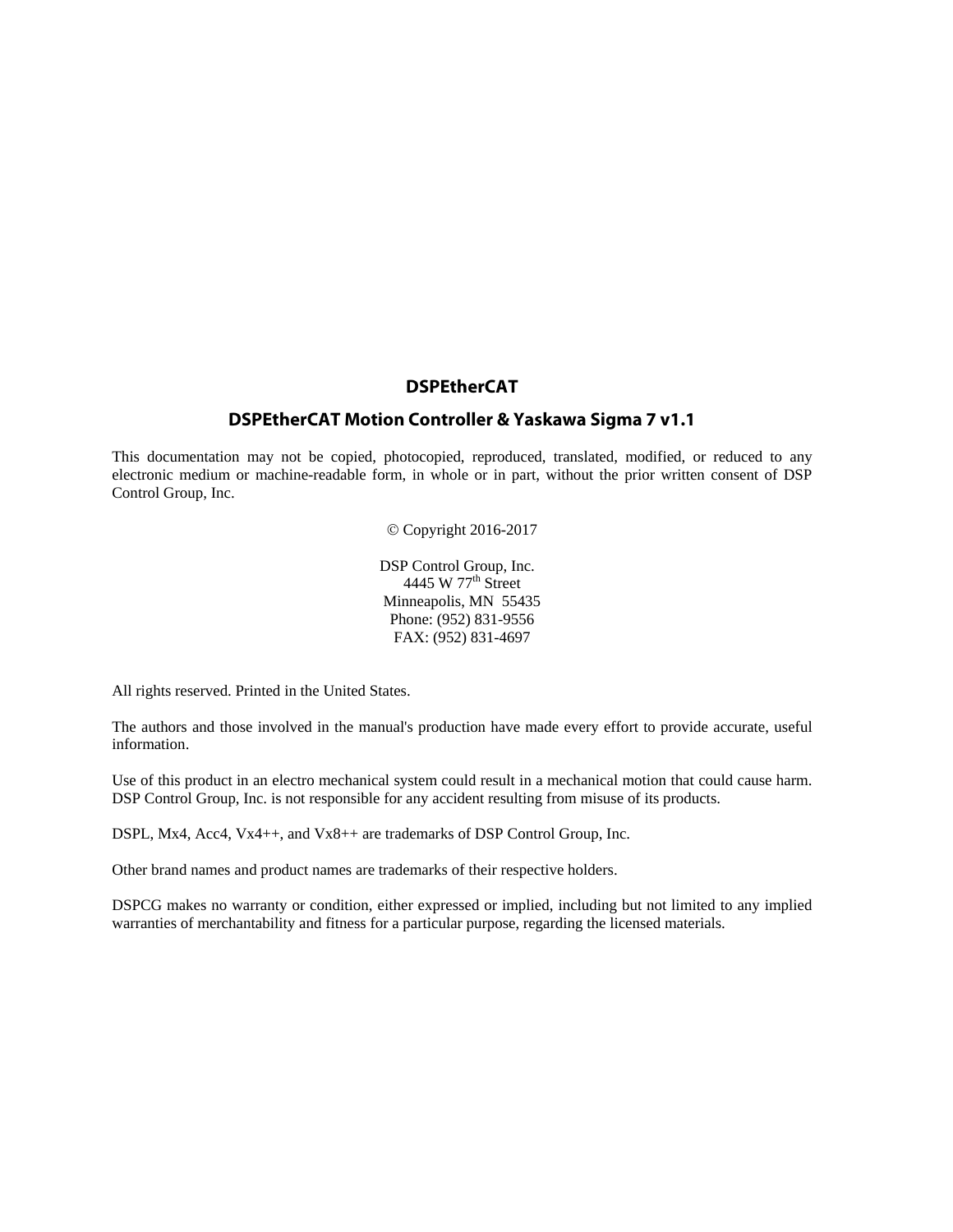# DSPEtherCAT

## DSPEtherCAT Motion Controller & Yaskawa Sigma 7 v1.1

This documentation may not be copied, photocopied, reproduced, translated, modified, or reduced to any electronic medium or machine-readable form, in whole or in part, without the prior written consent of DSP Control Group, Inc.

© Copyright 2016-2017

DSP Control Group, Inc.
4445 W 77th Street
Minneapolis, MN 55435
Phone: (952) 831-9556
FAX: (952) 831-4697

All rights reserved. Printed in the United States.

The authors and those involved in the manual's production have made every effort to provide accurate, useful information.

Use of this product in an electro mechanical system could result in a mechanical motion that could cause harm. DSP Control Group, Inc. is not responsible for any accident resulting from misuse of its products.

DSPL, Mx4, Acc4, Vx4++, and Vx8++ are trademarks of DSP Control Group, Inc.

Other brand names and product names are trademarks of their respective holders.

DSPCG makes no warranty or condition, either expressed or implied, including but not limited to any implied warranties of merchantability and fitness for a particular purpose, regarding the licensed materials.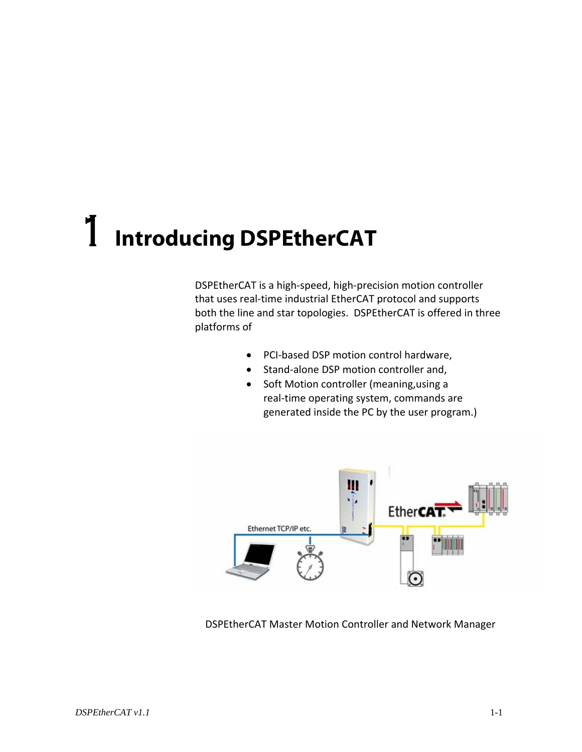# 1 Introducing DSPEtherCAT

DSPEtherCAT is a high-speed, high-precision motion controller that uses real-time industrial EtherCAT protocol and supports both the line and star topologies. DSPEtherCAT is offered in three platforms of

- PCI-based DSP motion control hardware,
- Stand-alone DSP motion controller and,
- Soft Motion controller (meaning,using a real-time operating system, commands are generated inside the PC by the user program.)

DSPEtherCAT Master Motion Controller and Network Manager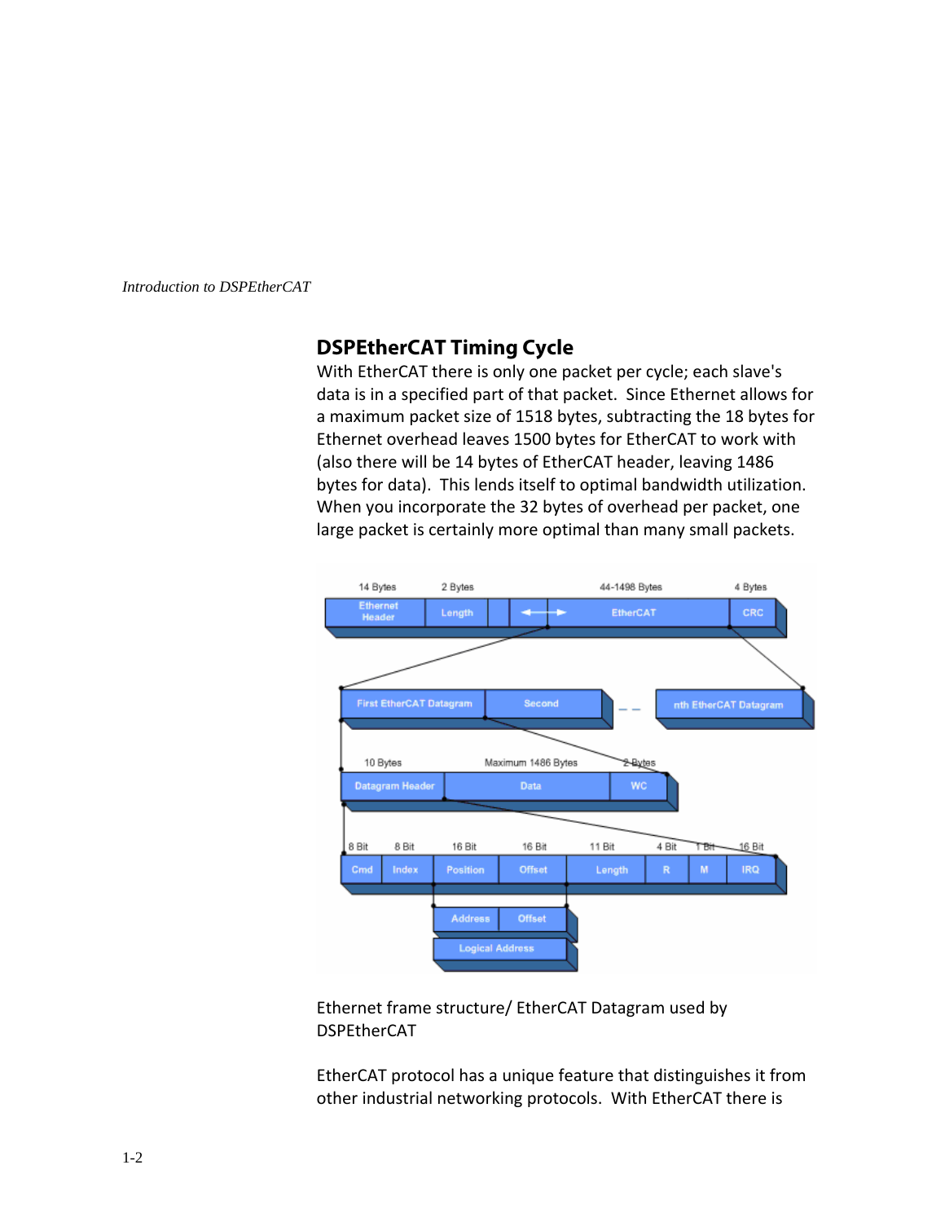## DSPEtherCAT Timing Cycle

With EtherCAT there is only one packet per cycle; each slave's data is in a specified part of that packet. Since Ethernet allows for a maximum packet size of 1518 bytes, subtracting the 18 bytes for Ethernet overhead leaves 1500 bytes for EtherCAT to work with (also there will be 14 bytes of EtherCAT header, leaving 1486 bytes for data). This lends itself to optimal bandwidth utilization. When you incorporate the 32 bytes of overhead per packet, one large packet is certainly more optimal than many small packets.

Ethernet frame structure/ EtherCAT Datagram used by DSPEtherCAT

EtherCAT protocol has a unique feature that distinguishes it from other industrial networking protocols. With EtherCAT there is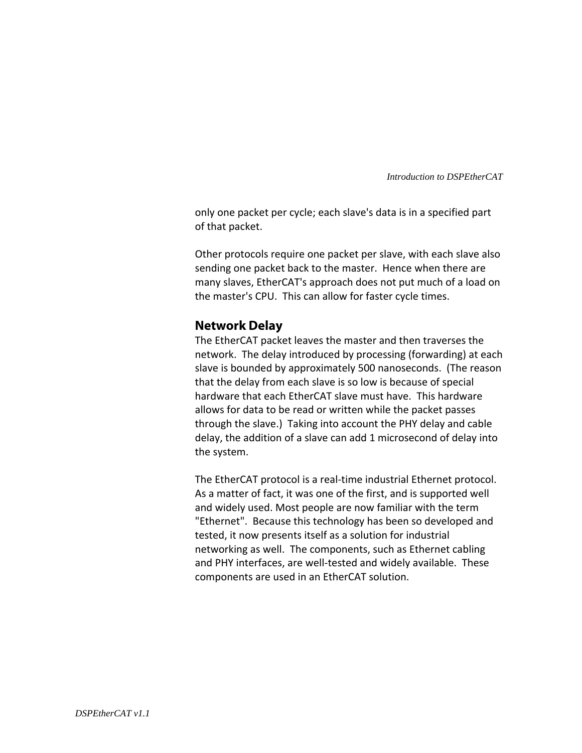only one packet per cycle; each slave's data is in a specified part of that packet.

Other protocols require one packet per slave, with each slave also sending one packet back to the master.  Hence when there are many slaves, EtherCAT's approach does not put much of a load on the master's CPU.  This can allow for faster cycle times.

## Network Delay

The EtherCAT packet leaves the master and then traverses the network.  The delay introduced by processing (forwarding) at each slave is bounded by approximately 500 nanoseconds.  (The reason that the delay from each slave is so low is because of special hardware that each EtherCAT slave must have.  This hardware allows for data to be read or written while the packet passes through the slave.)  Taking into account the PHY delay and cable delay, the addition of a slave can add 1 microsecond of delay into the system.

The EtherCAT protocol is a real-time industrial Ethernet protocol.  As a matter of fact, it was one of the first, and is supported well and widely used. Most people are now familiar with the term "Ethernet".  Because this technology has been so developed and tested, it now presents itself as a solution for industrial networking as well.  The components, such as Ethernet cabling and PHY interfaces, are well-tested and widely available.  These components are used in an EtherCAT solution.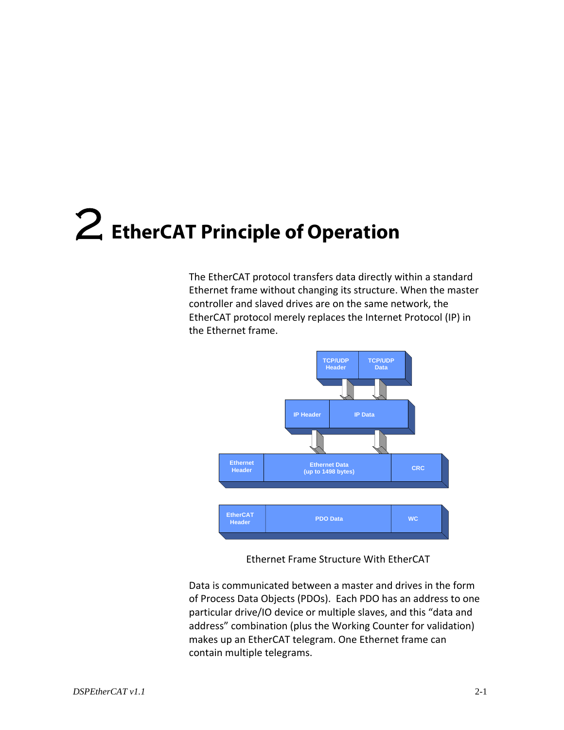# 2 EtherCAT Principle of Operation

The EtherCAT protocol transfers data directly within a standard Ethernet frame without changing its structure. When the master controller and slaved drives are on the same network, the EtherCAT protocol merely replaces the Internet Protocol (IP) in the Ethernet frame.

Ethernet Frame Structure With EtherCAT

Data is communicated between a master and drives in the form of Process Data Objects (PDOs). Each PDO has an address to one particular drive/IO device or multiple slaves, and this "data and address" combination (plus the Working Counter for validation) makes up an EtherCAT telegram. One Ethernet frame can contain multiple telegrams.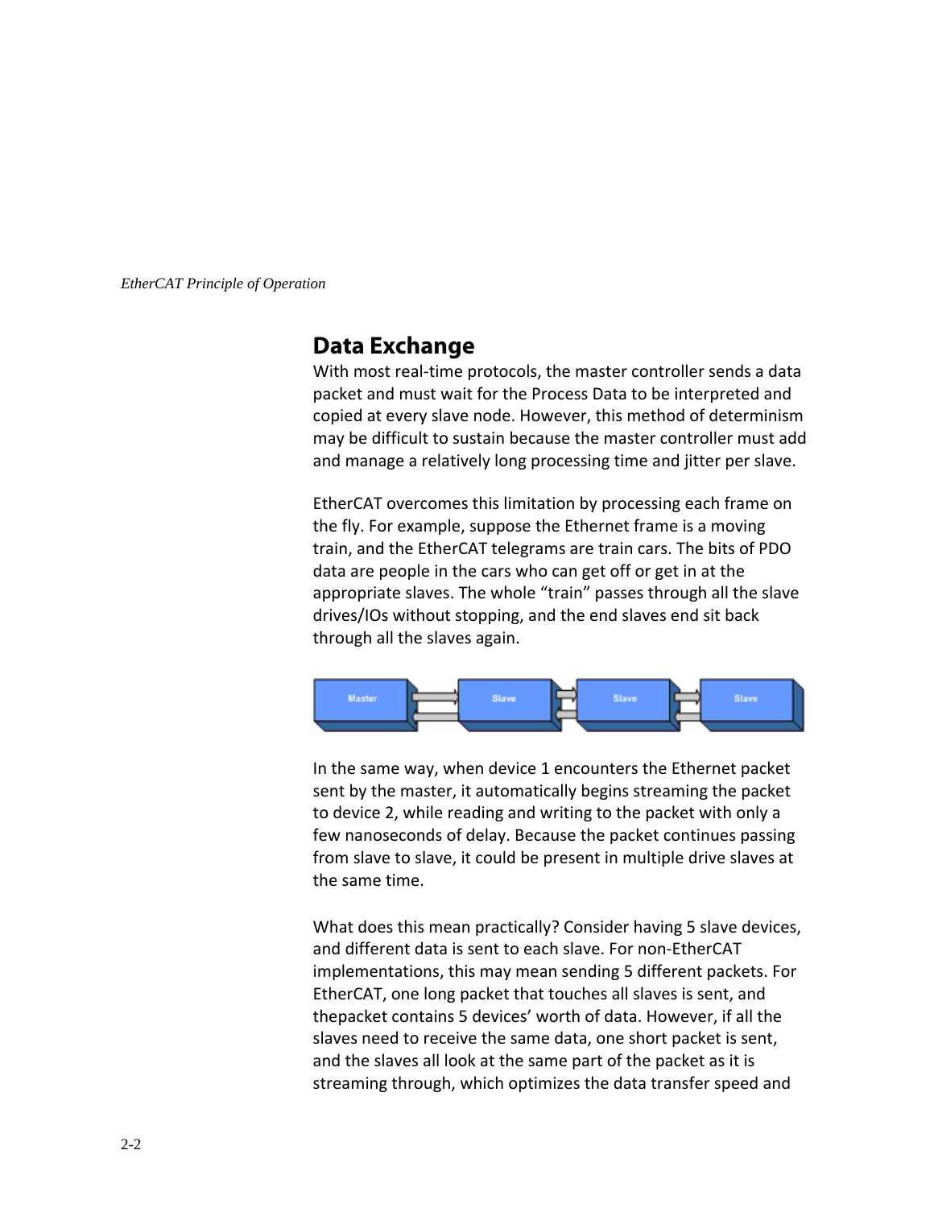## Data Exchange

With most real-time protocols, the master controller sends a data packet and must wait for the Process Data to be interpreted and copied at every slave node. However, this method of determinism may be difficult to sustain because the master controller must add and manage a relatively long processing time and jitter per slave.

EtherCAT overcomes this limitation by processing each frame on the fly. For example, suppose the Ethernet frame is a moving train, and the EtherCAT telegrams are train cars. The bits of PDO data are people in the cars who can get off or get in at the appropriate slaves. The whole "train" passes through all the slave drives/IOs without stopping, and the end slaves end sit back through all the slaves again.

In the same way, when device 1 encounters the Ethernet packet sent by the master, it automatically begins streaming the packet to device 2, while reading and writing to the packet with only a few nanoseconds of delay. Because the packet continues passing from slave to slave, it could be present in multiple drive slaves at the same time.

What does this mean practically? Consider having 5 slave devices, and different data is sent to each slave. For non-EtherCAT implementations, this may mean sending 5 different packets. For EtherCAT, one long packet that touches all slaves is sent, and thepacket contains 5 devices' worth of data. However, if all the slaves need to receive the same data, one short packet is sent, and the slaves all look at the same part of the packet as it is streaming through, which optimizes the data transfer speed and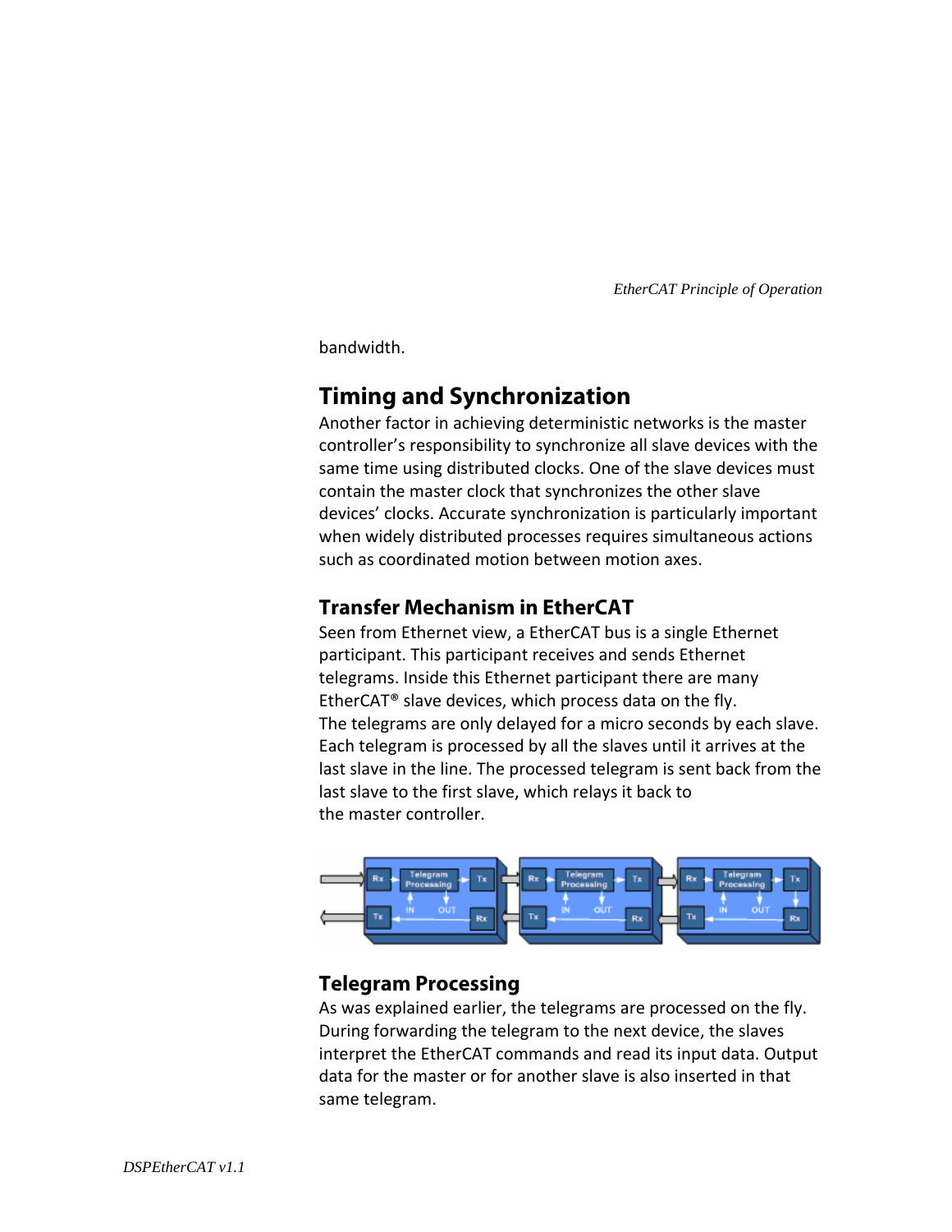bandwidth.

## Timing and Synchronization

Another factor in achieving deterministic networks is the master controller's responsibility to synchronize all slave devices with the same time using distributed clocks. One of the slave devices must contain the master clock that synchronizes the other slave devices' clocks. Accurate synchronization is particularly important when widely distributed processes requires simultaneous actions such as coordinated motion between motion axes.

### Transfer Mechanism in EtherCAT

Seen from Ethernet view, a EtherCAT bus is a single Ethernet participant. This participant receives and sends Ethernet telegrams. Inside this Ethernet participant there are many EtherCAT® slave devices, which process data on the fly.
The telegrams are only delayed for a micro seconds by each slave. Each telegram is processed by all the slaves until it arrives at the last slave in the line. The processed telegram is sent back from the last slave to the first slave, which relays it back to
the master controller.

## Telegram Processing

As was explained earlier, the telegrams are processed on the fly. During forwarding the telegram to the next device, the slaves interpret the EtherCAT commands and read its input data. Output data for the master or for another slave is also inserted in that same telegram.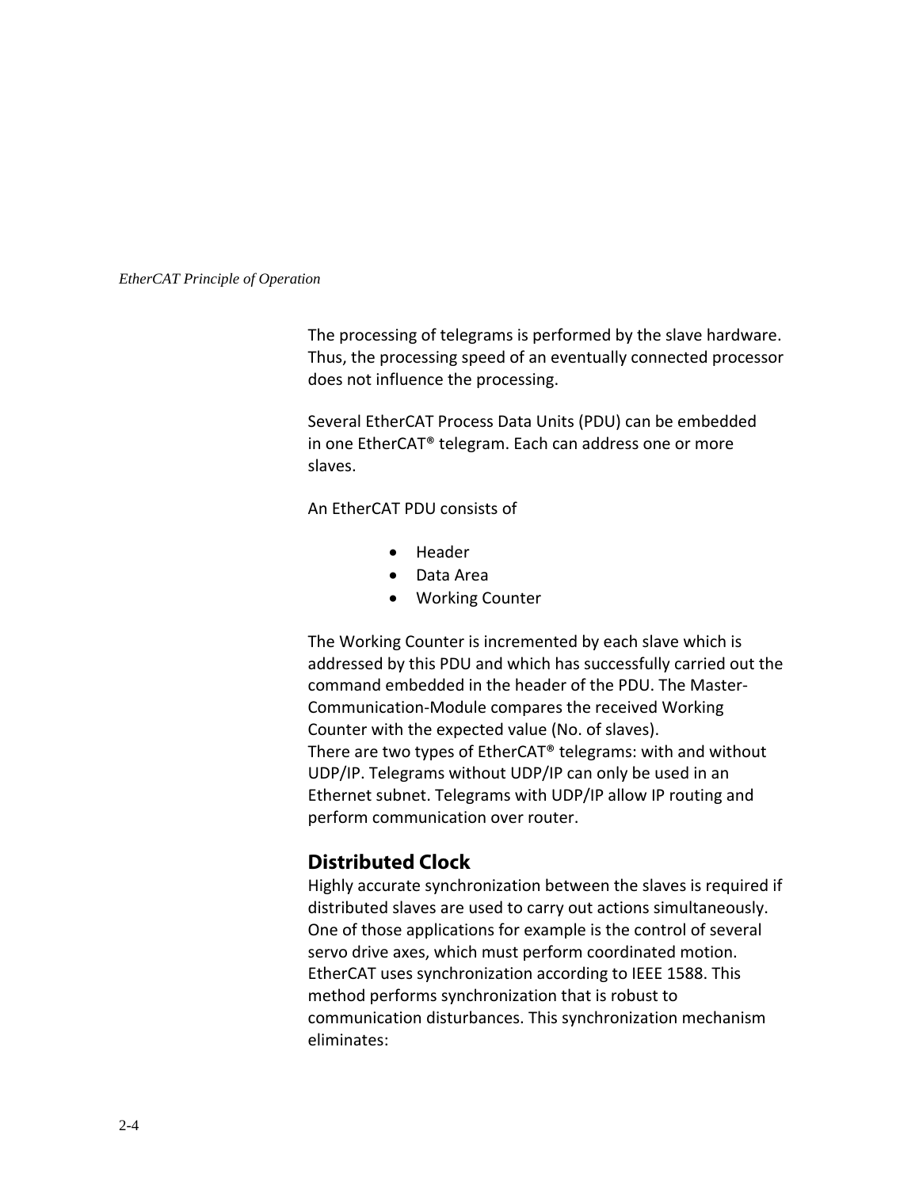The processing of telegrams is performed by the slave hardware. Thus, the processing speed of an eventually connected processor does not influence the processing.

Several EtherCAT Process Data Units (PDU) can be embedded in one EtherCAT® telegram. Each can address one or more slaves.

An EtherCAT PDU consists of

- Header
- Data Area
- Working Counter

The Working Counter is incremented by each slave which is addressed by this PDU and which has successfully carried out the command embedded in the header of the PDU. The Master-Communication-Module compares the received Working Counter with the expected value (No. of slaves).
There are two types of EtherCAT® telegrams: with and without UDP/IP. Telegrams without UDP/IP can only be used in an Ethernet subnet. Telegrams with UDP/IP allow IP routing and perform communication over router.

## Distributed Clock

Highly accurate synchronization between the slaves is required if distributed slaves are used to carry out actions simultaneously. One of those applications for example is the control of several servo drive axes, which must perform coordinated motion. EtherCAT uses synchronization according to IEEE 1588. This method performs synchronization that is robust to communication disturbances. This synchronization mechanism eliminates: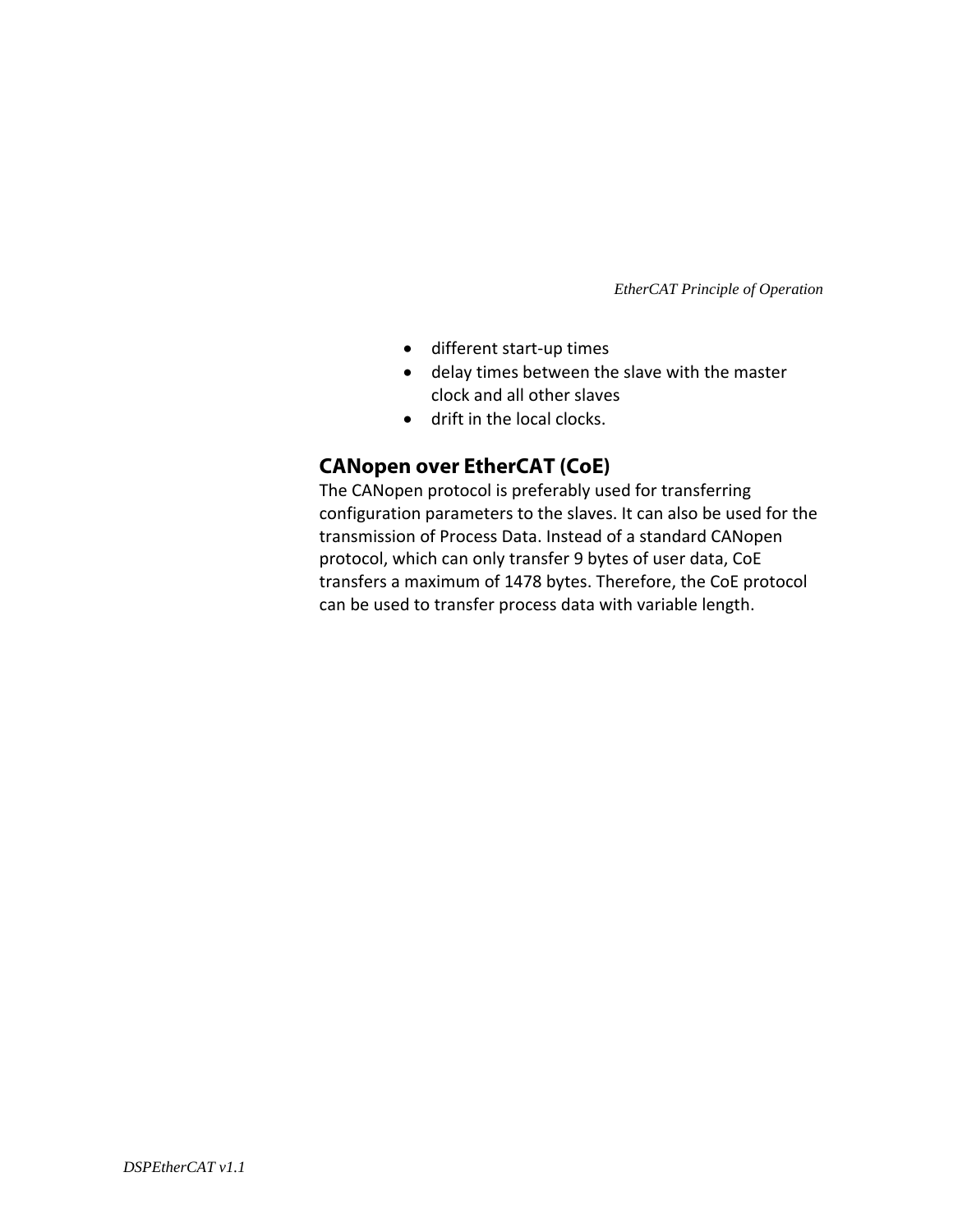- different start-up times
- delay times between the slave with the master clock and all other slaves
- drift in the local clocks.

## CANopen over EtherCAT (CoE)

The CANopen protocol is preferably used for transferring configuration parameters to the slaves. It can also be used for the transmission of Process Data. Instead of a standard CANopen protocol, which can only transfer 9 bytes of user data, CoE transfers a maximum of 1478 bytes. Therefore, the CoE protocol can be used to transfer process data with variable length.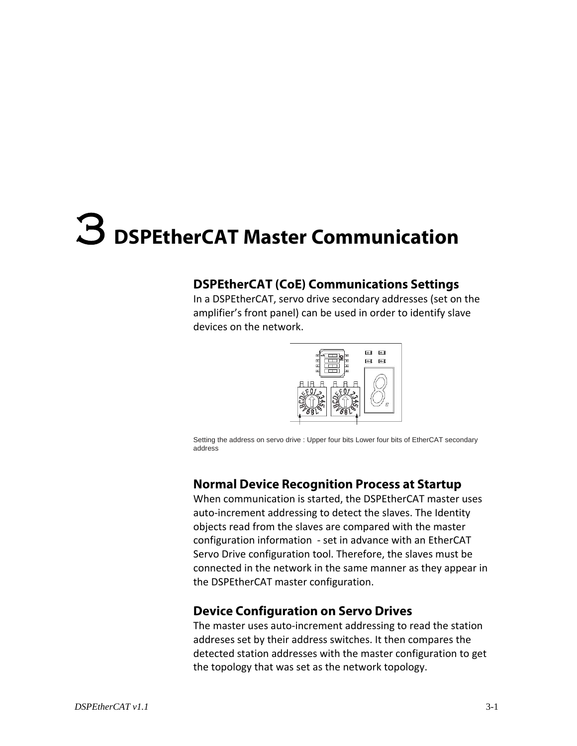# 3 DSPEtherCAT Master Communication

## DSPEtherCAT (CoE) Communications Settings

In a DSPEtherCAT, servo drive secondary addresses (set on the amplifier's front panel) can be used in order to identify slave devices on the network.

Setting the address on servo drive : Upper four bits Lower four bits of EtherCAT secondary address

## Normal Device Recognition Process at Startup

When communication is started, the DSPEtherCAT master uses auto-increment addressing to detect the slaves. The Identity objects read from the slaves are compared with the master configuration information - set in advance with an EtherCAT Servo Drive configuration tool. Therefore, the slaves must be connected in the network in the same manner as they appear in the DSPEtherCAT master configuration.

## Device Configuration on Servo Drives

The master uses auto-increment addressing to read the station addreses set by their address switches. It then compares the detected station addresses with the master configuration to get the topology that was set as the network topology.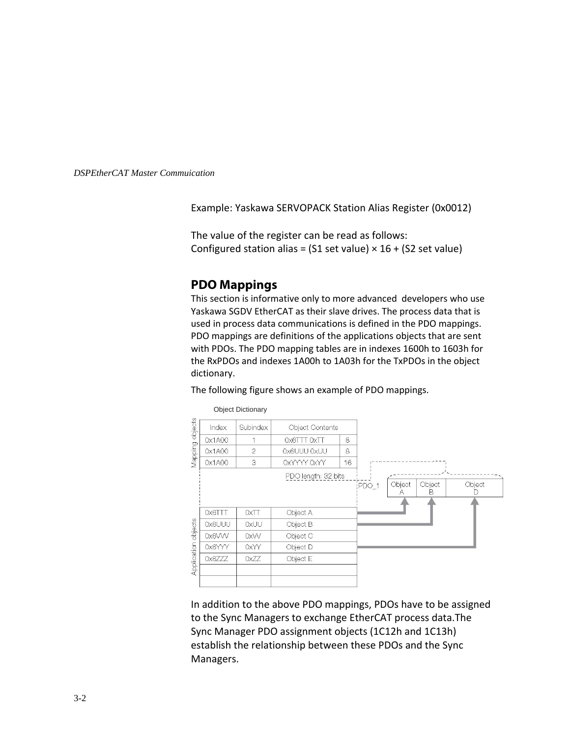Example: Yaskawa SERVOPACK Station Alias Register (0x0012)

The value of the register can be read as follows:
Configured station alias = (S1 set value) × 16 + (S2 set value)

## PDO Mappings

This section is informative only to more advanced developers who use Yaskawa SGDV EtherCAT as their slave drives. The process data that is used in process data communications is defined in the PDO mappings. PDO mappings are definitions of the applications objects that are sent with PDOs. The PDO mapping tables are in indexes 1600h to 1603h for the RxPDOs and indexes 1A00h to 1A03h for the TxPDOs in the object dictionary.

The following figure shows an example of PDO mappings.

Object Dictionary

Mapping objects:

| Index | Subindex | Object Contents | |
|---|---|---|---|
| 0x1A00 | 1 | 0x6TTT 0xTT | 8 |
| 0x1A00 | 2 | 0x6UUU 0xUU | 8 |
| 0x1A00 | 3 | 0xYYYY 0xYY | 16 |

PDO length: 32 bits

PDO_1: Object A | Object B | Object D

Application objects:

| Index | Subindex | Object Contents |
|---|---|---|
| 0x6TTT | 0xTT | Object A |
| 0x6UUU | 0xUU | Object B |
| 0x6VVV | 0xVV | Object C |
| 0x6YYY | 0xYY | Object D |
| 0x6ZZZ | 0xZZ | Object E |
| | | |
| | | |

In addition to the above PDO mappings, PDOs have to be assigned to the Sync Managers to exchange EtherCAT process data.The Sync Manager PDO assignment objects (1C12h and 1C13h) establish the relationship between these PDOs and the Sync Managers.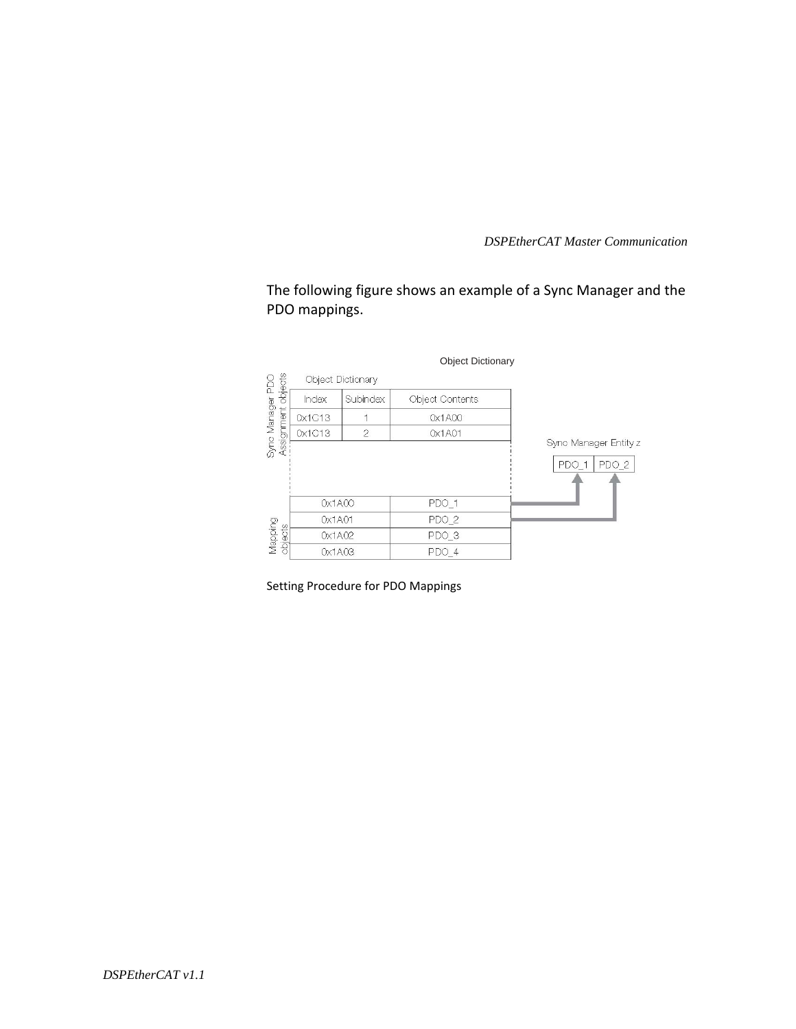The following figure shows an example of a Sync Manager and the PDO mappings.

Object Dictionary

| Index | Subindex | Object Contents |
| --- | --- | --- |
| 0x1C13 | 1 | 0x1A00 |
| 0x1C13 | 2 | 0x1A01 |

| Index | Object Contents |
| --- | --- |
| 0x1A00 | PDO_1 |
| 0x1A01 | PDO_2 |
| 0x1A02 | PDO_3 |
| 0x1A03 | PDO_4 |

Sync Manager Entity z: PDO_1 | PDO_2

Setting Procedure for PDO Mappings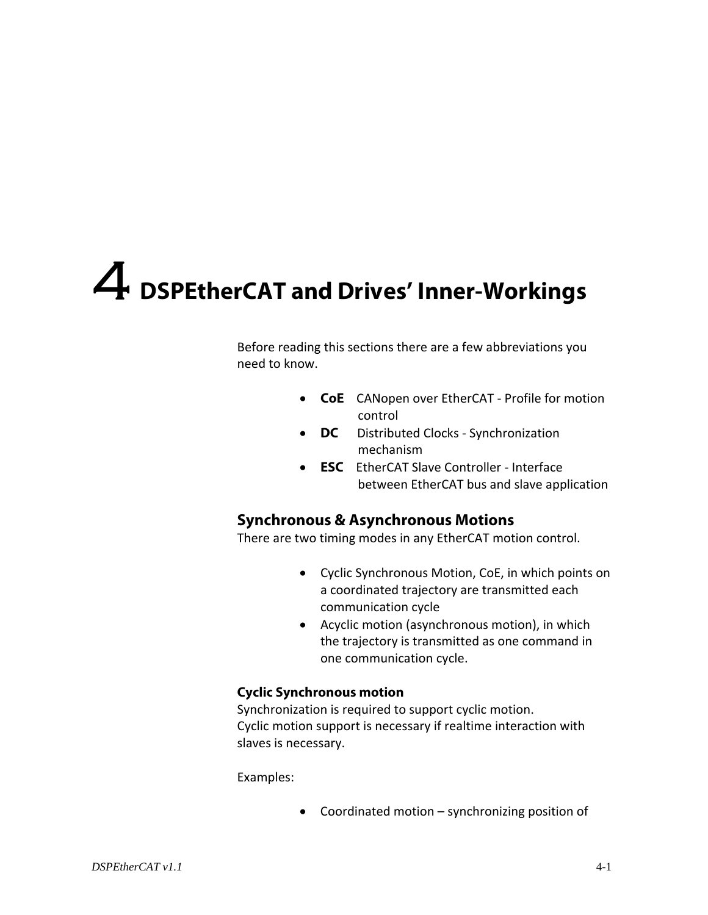# 4 DSPEtherCAT and Drives' Inner-Workings

Before reading this sections there are a few abbreviations you need to know.

- **CoE** CANopen over EtherCAT - Profile for motion control
- **DC** Distributed Clocks - Synchronization mechanism
- **ESC** EtherCAT Slave Controller - Interface between EtherCAT bus and slave application

## Synchronous & Asynchronous Motions

There are two timing modes in any EtherCAT motion control.

- Cyclic Synchronous Motion, CoE, in which points on a coordinated trajectory are transmitted each communication cycle
- Acyclic motion (asynchronous motion), in which the trajectory is transmitted as one command in one communication cycle.

### Cyclic Synchronous motion

Synchronization is required to support cyclic motion.
Cyclic motion support is necessary if realtime interaction with slaves is necessary.

Examples:

- Coordinated motion – synchronizing position of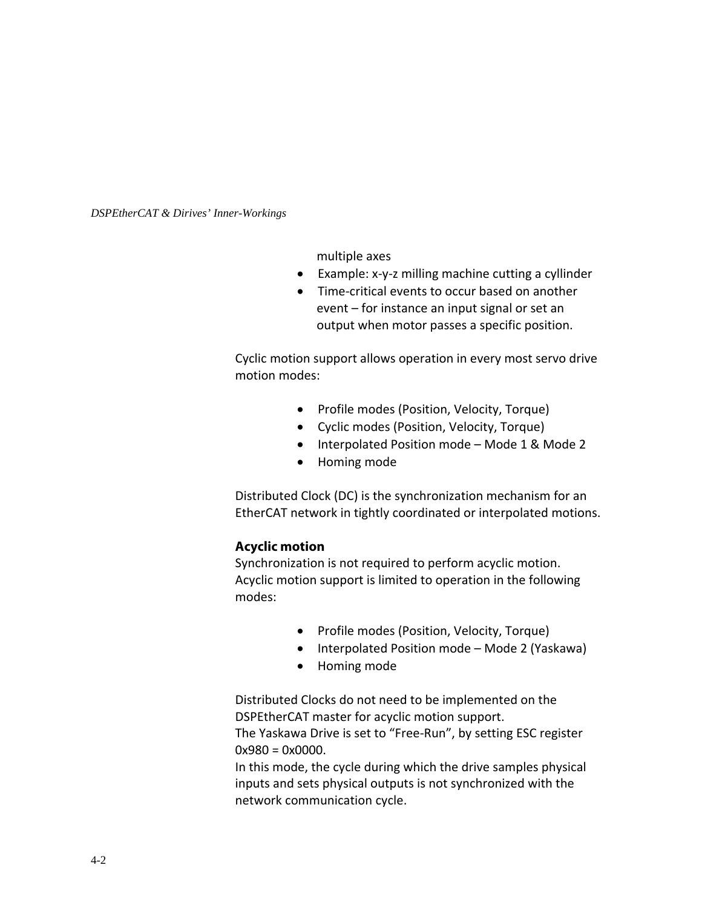multiple axes

- Example: x-y-z milling machine cutting a cyllinder
- Time-critical events to occur based on another event – for instance an input signal or set an output when motor passes a specific position.

Cyclic motion support allows operation in every most servo drive motion modes:

- Profile modes (Position, Velocity, Torque)
- Cyclic modes (Position, Velocity, Torque)
- Interpolated Position mode – Mode 1 & Mode 2
- Homing mode

Distributed Clock (DC) is the synchronization mechanism for an EtherCAT network in tightly coordinated or interpolated motions.

### Acyclic motion

Synchronization is not required to perform acyclic motion. Acyclic motion support is limited to operation in the following modes:

- Profile modes (Position, Velocity, Torque)
- Interpolated Position mode – Mode 2 (Yaskawa)
- Homing mode

Distributed Clocks do not need to be implemented on the DSPEtherCAT master for acyclic motion support.
The Yaskawa Drive is set to "Free-Run", by setting ESC register 0x980 = 0x0000.
In this mode, the cycle during which the drive samples physical inputs and sets physical outputs is not synchronized with the network communication cycle.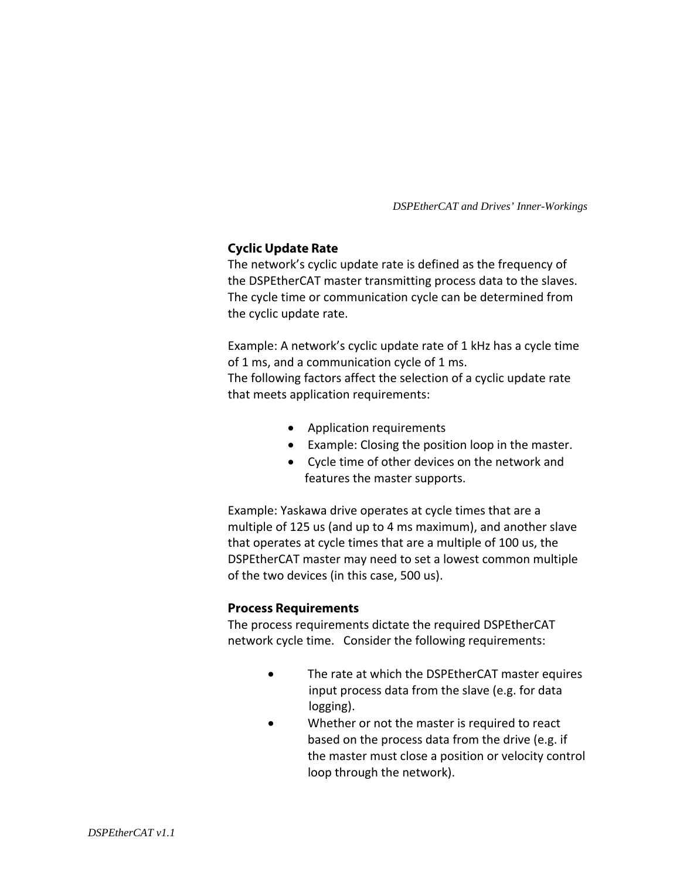## Cyclic Update Rate

The network's cyclic update rate is defined as the frequency of the DSPEtherCAT master transmitting process data to the slaves. The cycle time or communication cycle can be determined from the cyclic update rate.

Example: A network's cyclic update rate of 1 kHz has a cycle time of 1 ms, and a communication cycle of 1 ms.
The following factors affect the selection of a cyclic update rate that meets application requirements:

- Application requirements
- Example: Closing the position loop in the master.
- Cycle time of other devices on the network and features the master supports.

Example: Yaskawa drive operates at cycle times that are a multiple of 125 us (and up to 4 ms maximum), and another slave that operates at cycle times that are a multiple of 100 us, the DSPEtherCAT master may need to set a lowest common multiple of the two devices (in this case, 500 us).

## Process Requirements

The process requirements dictate the required DSPEtherCAT network cycle time. Consider the following requirements:

- The rate at which the DSPEtherCAT master equires input process data from the slave (e.g. for data logging).
- Whether or not the master is required to react based on the process data from the drive (e.g. if the master must close a position or velocity control loop through the network).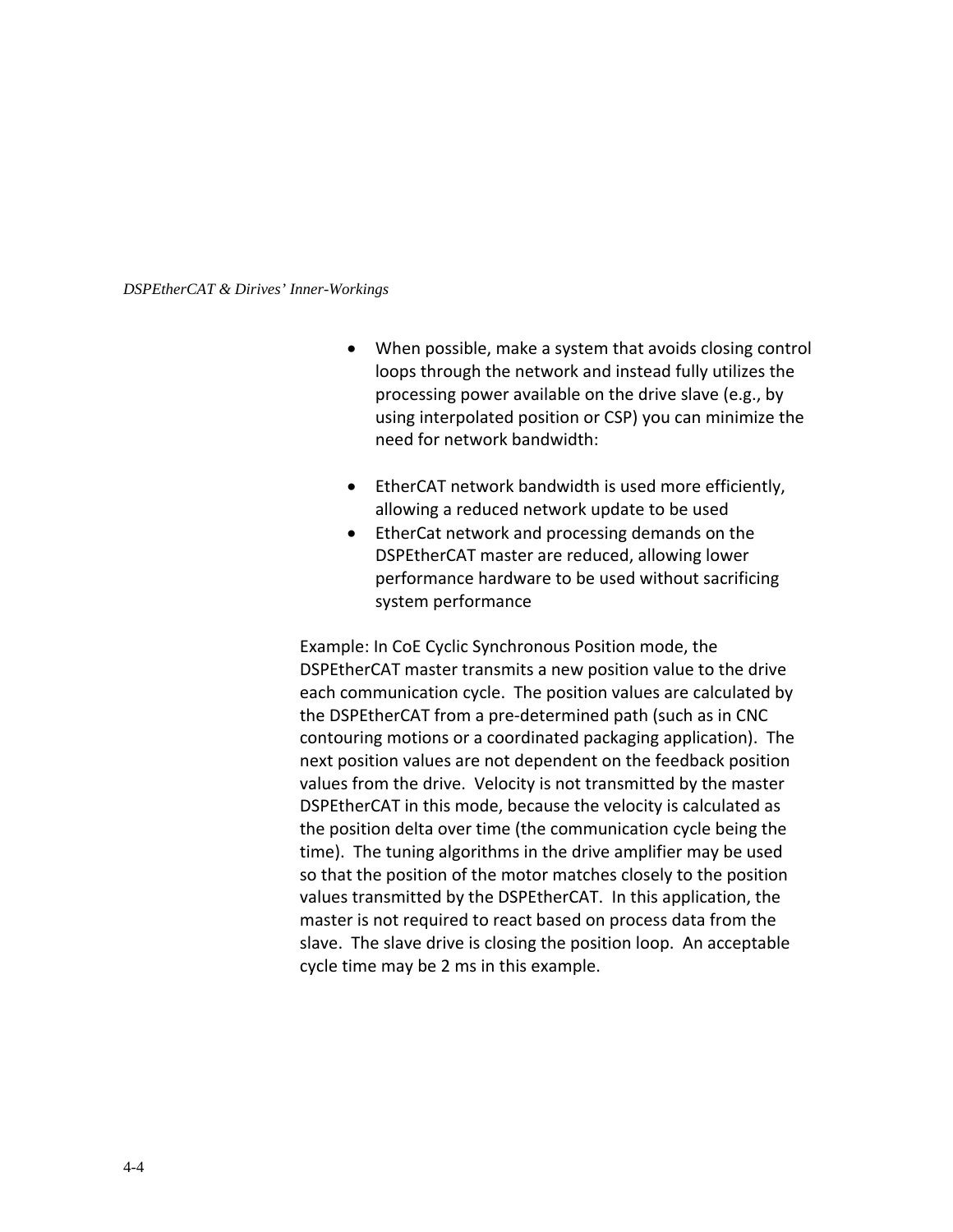- When possible, make a system that avoids closing control loops through the network and instead fully utilizes the processing power available on the drive slave (e.g., by using interpolated position or CSP) you can minimize the need for network bandwidth:

- EtherCAT network bandwidth is used more efficiently, allowing a reduced network update to be used
- EtherCat network and processing demands on the DSPEtherCAT master are reduced, allowing lower performance hardware to be used without sacrificing system performance

Example: In CoE Cyclic Synchronous Position mode, the DSPEtherCAT master transmits a new position value to the drive each communication cycle. The position values are calculated by the DSPEtherCAT from a pre-determined path (such as in CNC contouring motions or a coordinated packaging application). The next position values are not dependent on the feedback position values from the drive. Velocity is not transmitted by the master DSPEtherCAT in this mode, because the velocity is calculated as the position delta over time (the communication cycle being the time). The tuning algorithms in the drive amplifier may be used so that the position of the motor matches closely to the position values transmitted by the DSPEtherCAT. In this application, the master is not required to react based on process data from the slave. The slave drive is closing the position loop. An acceptable cycle time may be 2 ms in this example.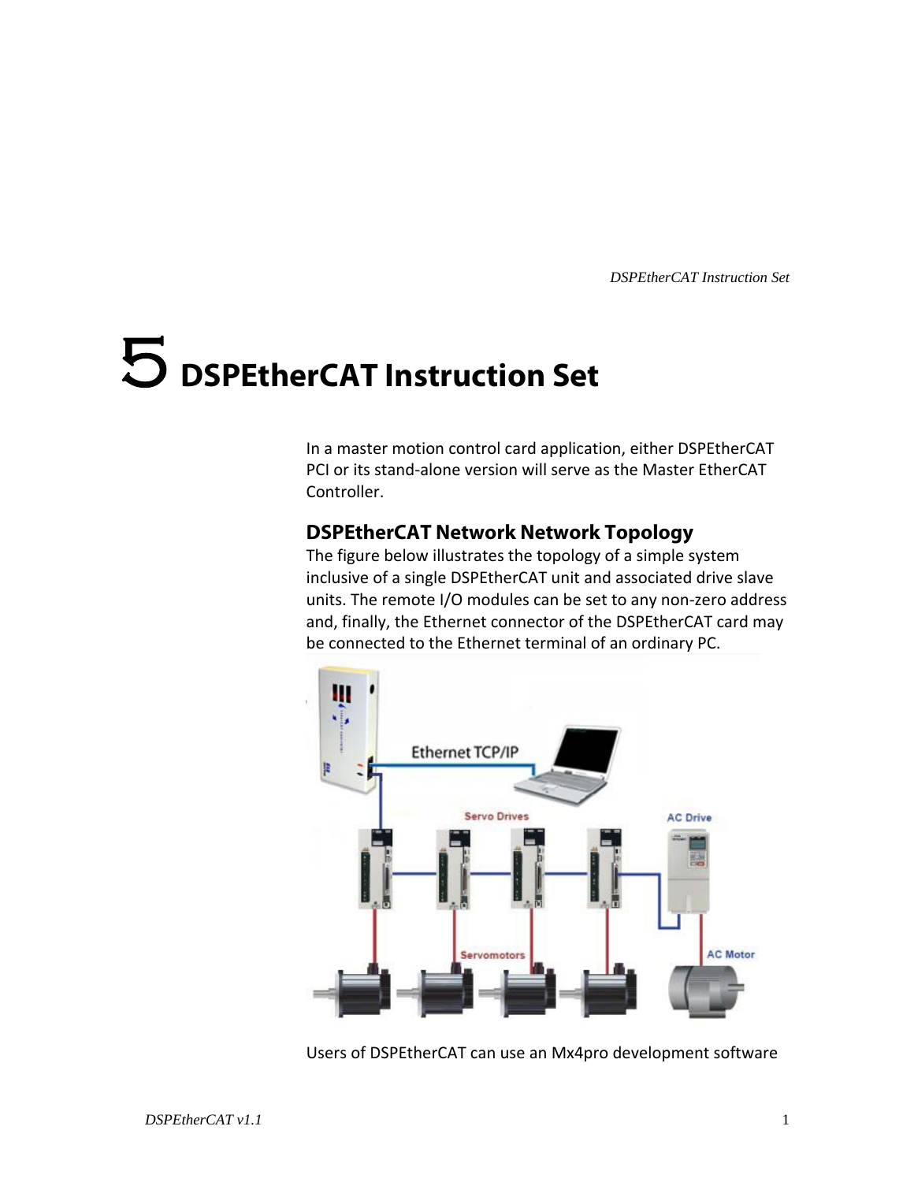# 5 DSPEtherCAT Instruction Set

In a master motion control card application, either DSPEtherCAT PCI or its stand-alone version will serve as the Master EtherCAT Controller.

## DSPEtherCAT Network Network Topology

The figure below illustrates the topology of a simple system inclusive of a single DSPEtherCAT unit and associated drive slave units. The remote I/O modules can be set to any non-zero address and, finally, the Ethernet connector of the DSPEtherCAT card may be connected to the Ethernet terminal of an ordinary PC.

Users of DSPEtherCAT can use an Mx4pro development software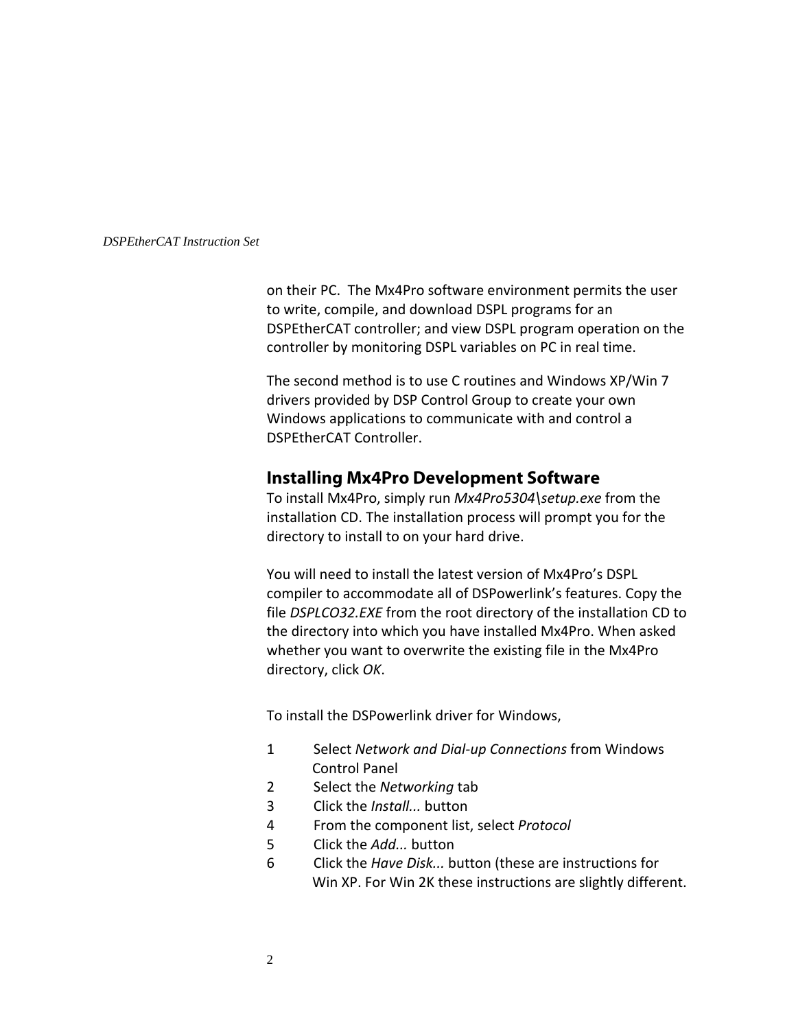on their PC. The Mx4Pro software environment permits the user to write, compile, and download DSPL programs for an DSPEtherCAT controller; and view DSPL program operation on the controller by monitoring DSPL variables on PC in real time.

The second method is to use C routines and Windows XP/Win 7 drivers provided by DSP Control Group to create your own Windows applications to communicate with and control a DSPEtherCAT Controller.

## Installing Mx4Pro Development Software

To install Mx4Pro, simply run *Mx4Pro5304\setup.exe* from the installation CD. The installation process will prompt you for the directory to install to on your hard drive.

You will need to install the latest version of Mx4Pro's DSPL compiler to accommodate all of DSPowerlink's features. Copy the file *DSPLCO32.EXE* from the root directory of the installation CD to the directory into which you have installed Mx4Pro. When asked whether you want to overwrite the existing file in the Mx4Pro directory, click *OK*.

To install the DSPowerlink driver for Windows,

1. Select *Network and Dial-up Connections* from Windows Control Panel
2. Select the *Networking* tab
3. Click the *Install...* button
4. From the component list, select *Protocol*
5. Click the *Add...* button
6. Click the *Have Disk...* button (these are instructions for Win XP. For Win 2K these instructions are slightly different.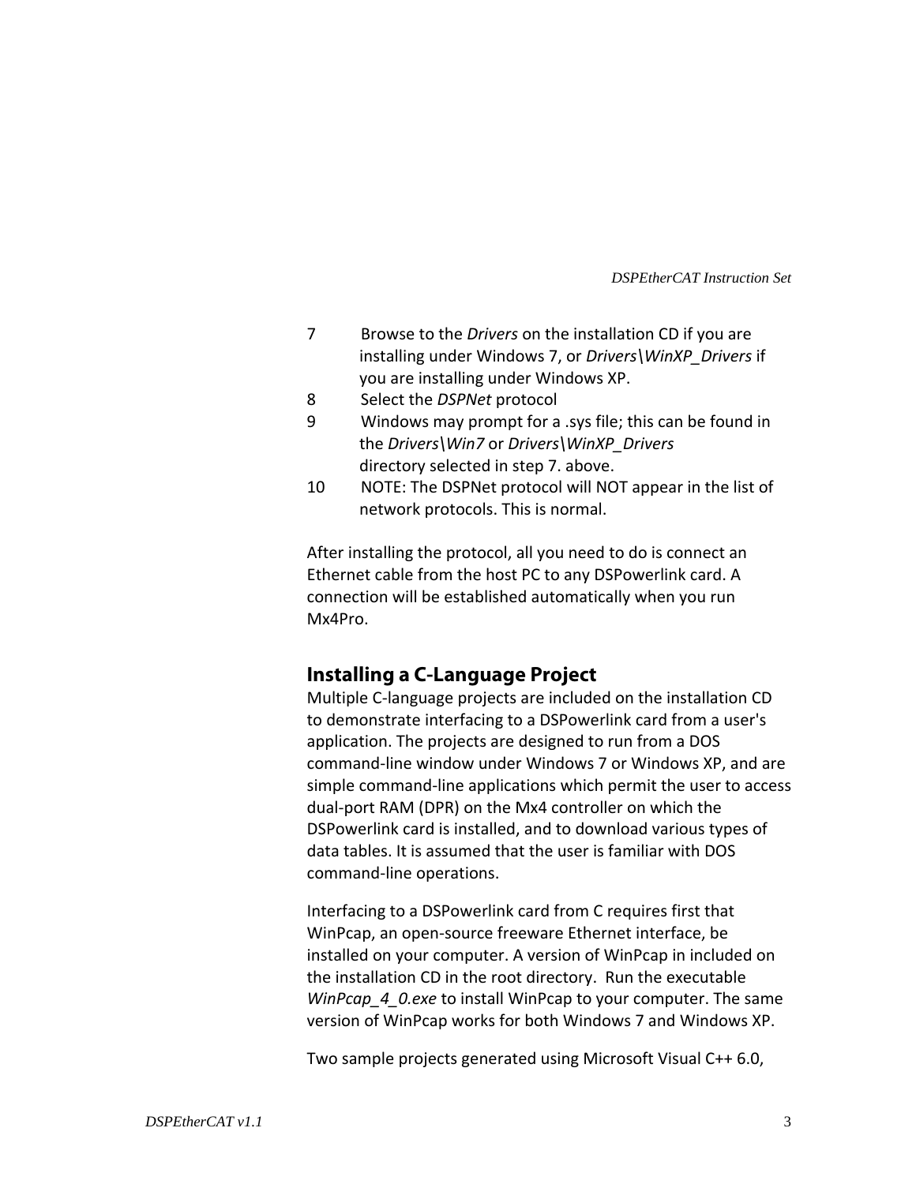7. Browse to the *Drivers* on the installation CD if you are installing under Windows 7, or *Drivers\WinXP_Drivers* if you are installing under Windows XP.
8. Select the *DSPNet* protocol
9. Windows may prompt for a .sys file; this can be found in the *Drivers\Win7* or *Drivers\WinXP_Drivers* directory selected in step 7. above.
10. NOTE: The DSPNet protocol will NOT appear in the list of network protocols. This is normal.

After installing the protocol, all you need to do is connect an Ethernet cable from the host PC to any DSPowerlink card. A connection will be established automatically when you run Mx4Pro.

## Installing a C-Language Project

Multiple C-language projects are included on the installation CD to demonstrate interfacing to a DSPowerlink card from a user's application. The projects are designed to run from a DOS command-line window under Windows 7 or Windows XP, and are simple command-line applications which permit the user to access dual-port RAM (DPR) on the Mx4 controller on which the DSPowerlink card is installed, and to download various types of data tables. It is assumed that the user is familiar with DOS command-line operations.

Interfacing to a DSPowerlink card from C requires first that WinPcap, an open-source freeware Ethernet interface, be installed on your computer. A version of WinPcap in included on the installation CD in the root directory. Run the executable *WinPcap_4_0.exe* to install WinPcap to your computer. The same version of WinPcap works for both Windows 7 and Windows XP.

Two sample projects generated using Microsoft Visual C++ 6.0,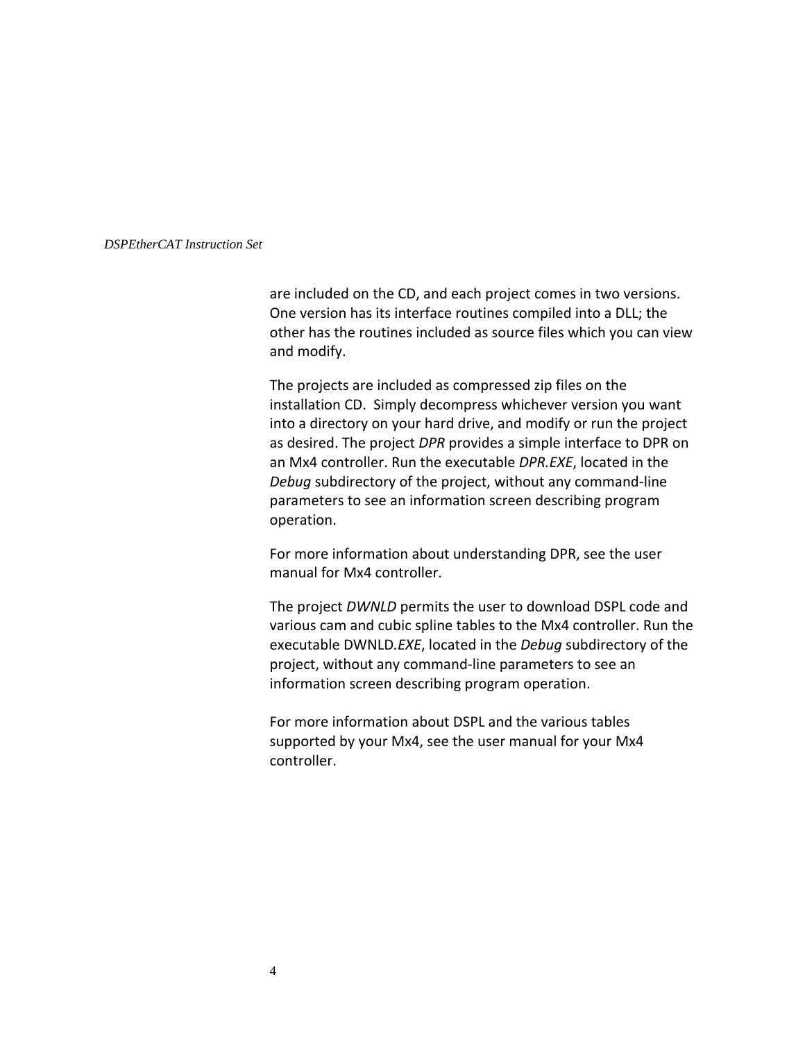are included on the CD, and each project comes in two versions. One version has its interface routines compiled into a DLL; the other has the routines included as source files which you can view and modify.

The projects are included as compressed zip files on the installation CD. Simply decompress whichever version you want into a directory on your hard drive, and modify or run the project as desired. The project *DPR* provides a simple interface to DPR on an Mx4 controller. Run the executable *DPR.EXE*, located in the *Debug* subdirectory of the project, without any command-line parameters to see an information screen describing program operation.

For more information about understanding DPR, see the user manual for Mx4 controller.

The project *DWNLD* permits the user to download DSPL code and various cam and cubic spline tables to the Mx4 controller. Run the executable DWNLD*.EXE*, located in the *Debug* subdirectory of the project, without any command-line parameters to see an information screen describing program operation.

For more information about DSPL and the various tables supported by your Mx4, see the user manual for your Mx4 controller.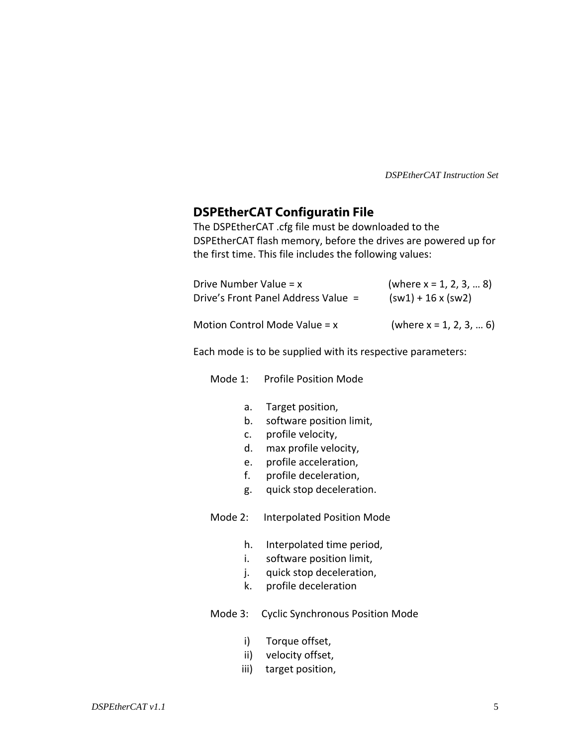## DSPEtherCAT Configuratin File

The DSPEtherCAT .cfg file must be downloaded to the DSPEtherCAT flash memory, before the drives are powered up for the first time. This file includes the following values:

Drive Number Value = x (where x = 1, 2, 3, … 8)
Drive's Front Panel Address Value = (sw1) + 16 x (sw2)

Motion Control Mode Value = x (where x = 1, 2, 3, … 6)

Each mode is to be supplied with its respective parameters:

Mode 1: Profile Position Mode

a. Target position,
b. software position limit,
c. profile velocity,
d. max profile velocity,
e. profile acceleration,
f. profile deceleration,
g. quick stop deceleration.

Mode 2: Interpolated Position Mode

h. Interpolated time period,
i. software position limit,
j. quick stop deceleration,
k. profile deceleration

Mode 3: Cyclic Synchronous Position Mode

i) Torque offset,
ii) velocity offset,
iii) target position,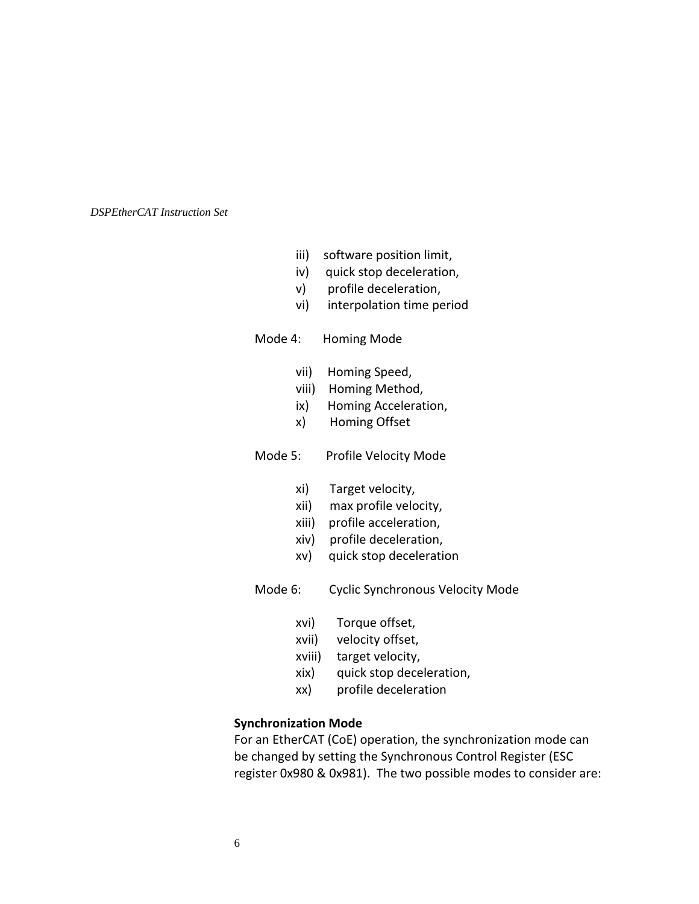iii) software position limit,
iv) quick stop deceleration,
v) profile deceleration,
vi) interpolation time period

Mode 4: Homing Mode

vii) Homing Speed,
viii) Homing Method,
ix) Homing Acceleration,
x) Homing Offset

Mode 5: Profile Velocity Mode

xi) Target velocity,
xii) max profile velocity,
xiii) profile acceleration,
xiv) profile deceleration,
xv) quick stop deceleration

Mode 6: Cyclic Synchronous Velocity Mode

xvi) Torque offset,
xvii) velocity offset,
xviii) target velocity,
xix) quick stop deceleration,
xx) profile deceleration

**Synchronization Mode**

For an EtherCAT (CoE) operation, the synchronization mode can be changed by setting the Synchronous Control Register (ESC register 0x980 & 0x981). The two possible modes to consider are: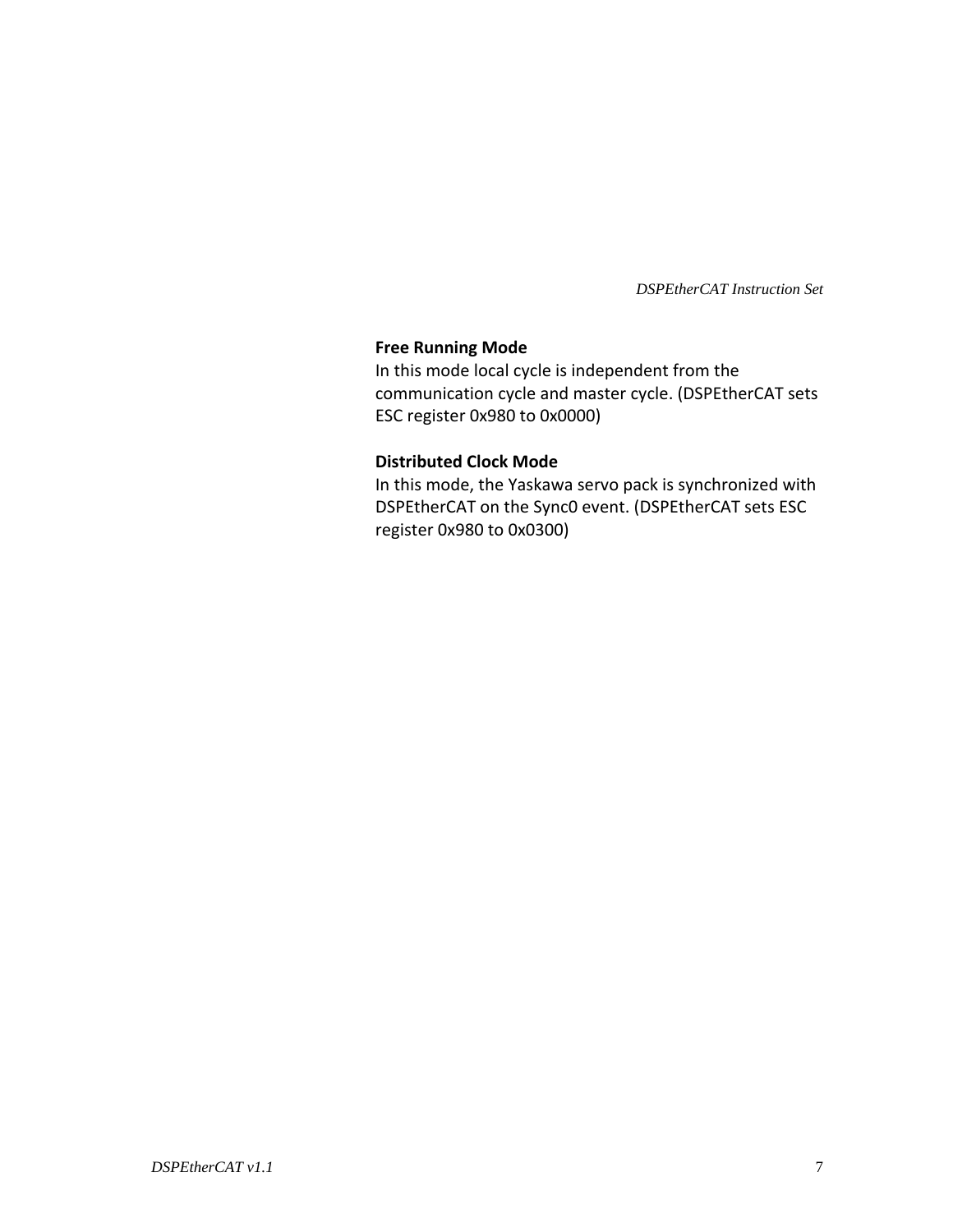**Free Running Mode**

In this mode local cycle is independent from the communication cycle and master cycle. (DSPEtherCAT sets ESC register 0x980 to 0x0000)

**Distributed Clock Mode**

In this mode, the Yaskawa servo pack is synchronized with DSPEtherCAT on the Sync0 event. (DSPEtherCAT sets ESC register 0x980 to 0x0300)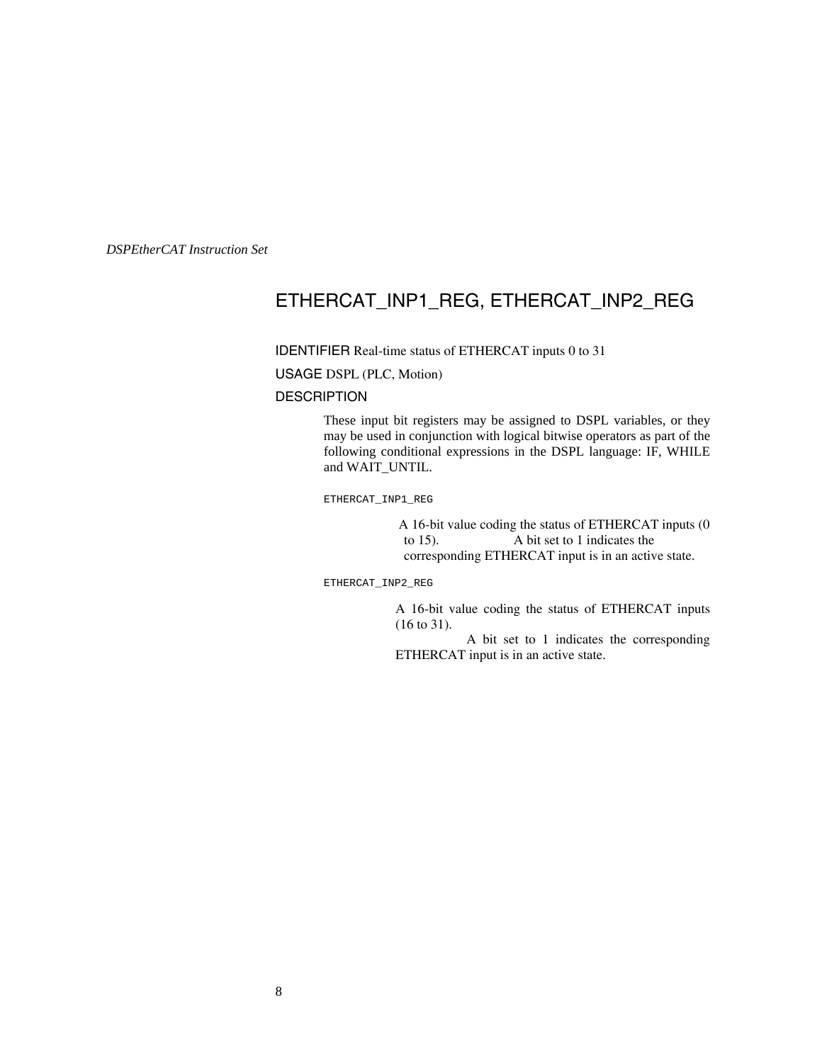## ETHERCAT_INP1_REG, ETHERCAT_INP2_REG

IDENTIFIER Real-time status of ETHERCAT inputs 0 to 31

USAGE DSPL (PLC, Motion)

DESCRIPTION

These input bit registers may be assigned to DSPL variables, or they may be used in conjunction with logical bitwise operators as part of the following conditional expressions in the DSPL language: IF, WHILE and WAIT_UNTIL.

`ETHERCAT_INP1_REG`

A 16-bit value coding the status of ETHERCAT inputs (0 to 15). A bit set to 1 indicates the corresponding ETHERCAT input is in an active state.

`ETHERCAT_INP2_REG`

A 16-bit value coding the status of ETHERCAT inputs (16 to 31). A bit set to 1 indicates the corresponding ETHERCAT input is in an active state.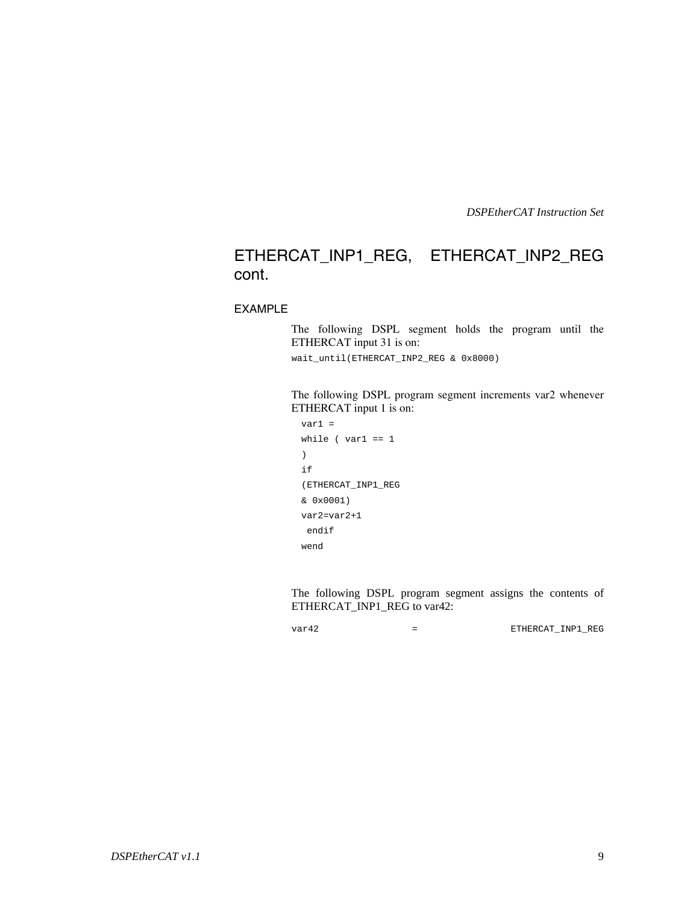## ETHERCAT_INP1_REG, ETHERCAT_INP2_REG cont.

### EXAMPLE

The following DSPL segment holds the program until the ETHERCAT input 31 is on:

```
wait_until(ETHERCAT_INP2_REG & 0x8000)
```

The following DSPL program segment increments var2 whenever ETHERCAT input 1 is on:

```
var1 =
while ( var1 == 1
)
if
(ETHERCAT_INP1_REG
& 0x0001)
var2=var2+1
 endif
wend
```

The following DSPL program segment assigns the contents of ETHERCAT_INP1_REG to var42:

```
var42 = ETHERCAT_INP1_REG
```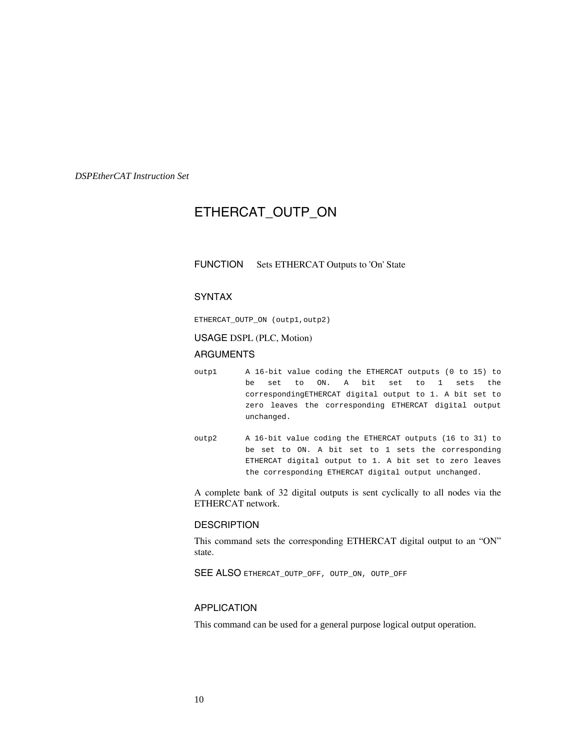# ETHERCAT_OUTP_ON

**FUNCTION** Sets ETHERCAT Outputs to 'On' State

**SYNTAX**

```
ETHERCAT_OUTP_ON (outp1,outp2)
```

**USAGE** DSPL (PLC, Motion)

**ARGUMENTS**

| | |
|---|---|
| `outp1` | `A 16-bit value coding the ETHERCAT outputs (0 to 15) to be set to ON. A bit set to 1 sets the correspondingETHERCAT digital output to 1. A bit set to zero leaves the corresponding ETHERCAT digital output unchanged.` |
| `outp2` | `A 16-bit value coding the ETHERCAT outputs (16 to 31) to be set to ON. A bit set to 1 sets the corresponding ETHERCAT digital output to 1. A bit set to zero leaves the corresponding ETHERCAT digital output unchanged.` |

A complete bank of 32 digital outputs is sent cyclically to all nodes via the ETHERCAT network.

**DESCRIPTION**

This command sets the corresponding ETHERCAT digital output to an “ON” state.

**SEE ALSO** `ETHERCAT_OUTP_OFF, OUTP_ON, OUTP_OFF`

**APPLICATION**

This command can be used for a general purpose logical output operation.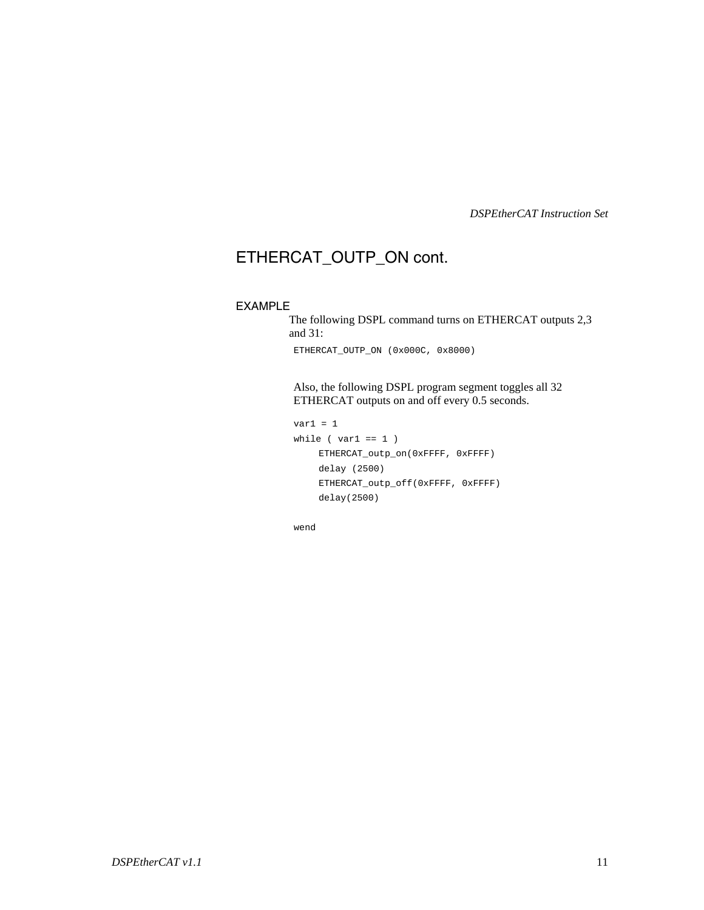## ETHERCAT_OUTP_ON cont.

### EXAMPLE

The following DSPL command turns on ETHERCAT outputs 2,3 and 31:

```
ETHERCAT_OUTP_ON (0x000C, 0x8000)
```

Also, the following DSPL program segment toggles all 32 ETHERCAT outputs on and off every 0.5 seconds.

```
var1 = 1
while ( var1 == 1 )
     ETHERCAT_outp_on(0xFFFF, 0xFFFF)
     delay (2500)
     ETHERCAT_outp_off(0xFFFF, 0xFFFF)
     delay(2500)

wend
```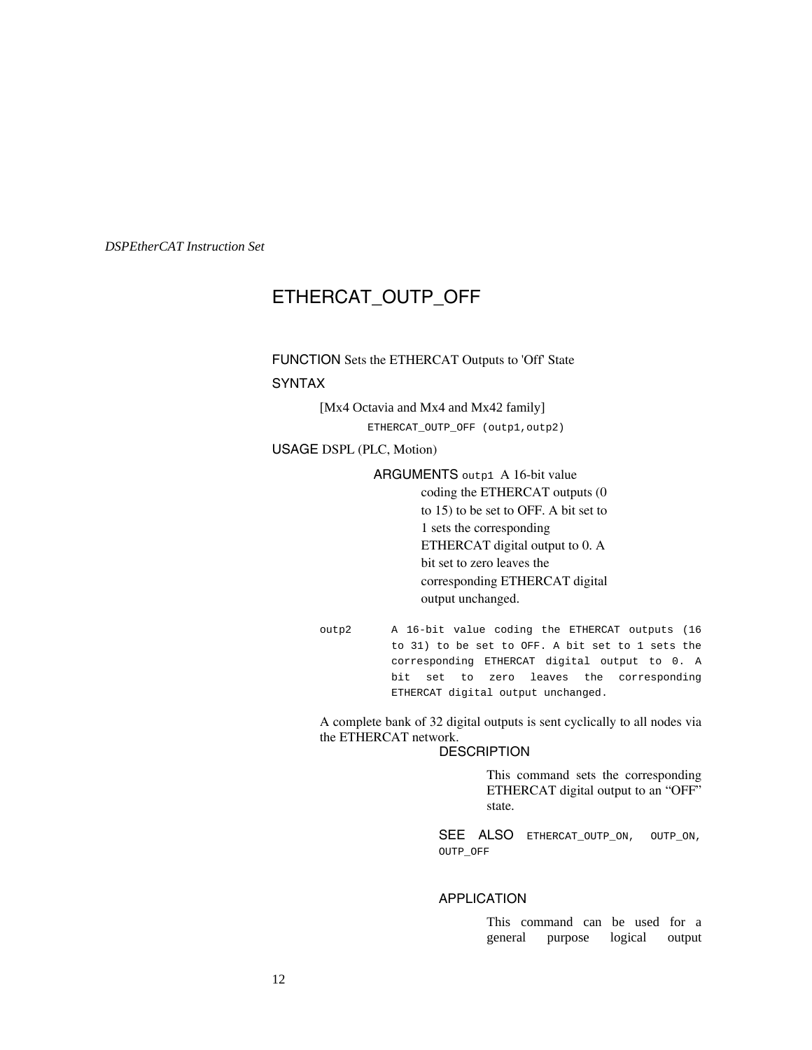# ETHERCAT_OUTP_OFF

**FUNCTION** Sets the ETHERCAT Outputs to 'Off' State

**SYNTAX**

[Mx4 Octavia and Mx4 and Mx42 family]

```
ETHERCAT_OUTP_OFF (outp1,outp2)
```

**USAGE** DSPL (PLC, Motion)

**ARGUMENTS** `outp1` A 16-bit value coding the ETHERCAT outputs (0 to 15) to be set to OFF. A bit set to 1 sets the corresponding ETHERCAT digital output to 0. A bit set to zero leaves the corresponding ETHERCAT digital output unchanged.

`outp2` A 16-bit value coding the ETHERCAT outputs (16 to 31) to be set to OFF. A bit set to 1 sets the corresponding ETHERCAT digital output to 0. A bit set to zero leaves the corresponding ETHERCAT digital output unchanged.

A complete bank of 32 digital outputs is sent cyclically to all nodes via the ETHERCAT network.

**DESCRIPTION**

This command sets the corresponding ETHERCAT digital output to an “OFF” state.

**SEE ALSO** `ETHERCAT_OUTP_ON`, `OUTP_ON`, `OUTP_OFF`

**APPLICATION**

This command can be used for a general purpose logical output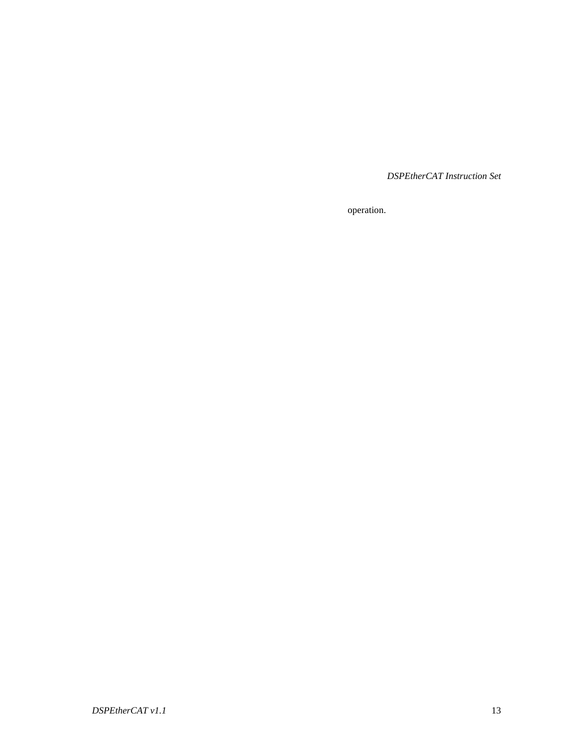operation.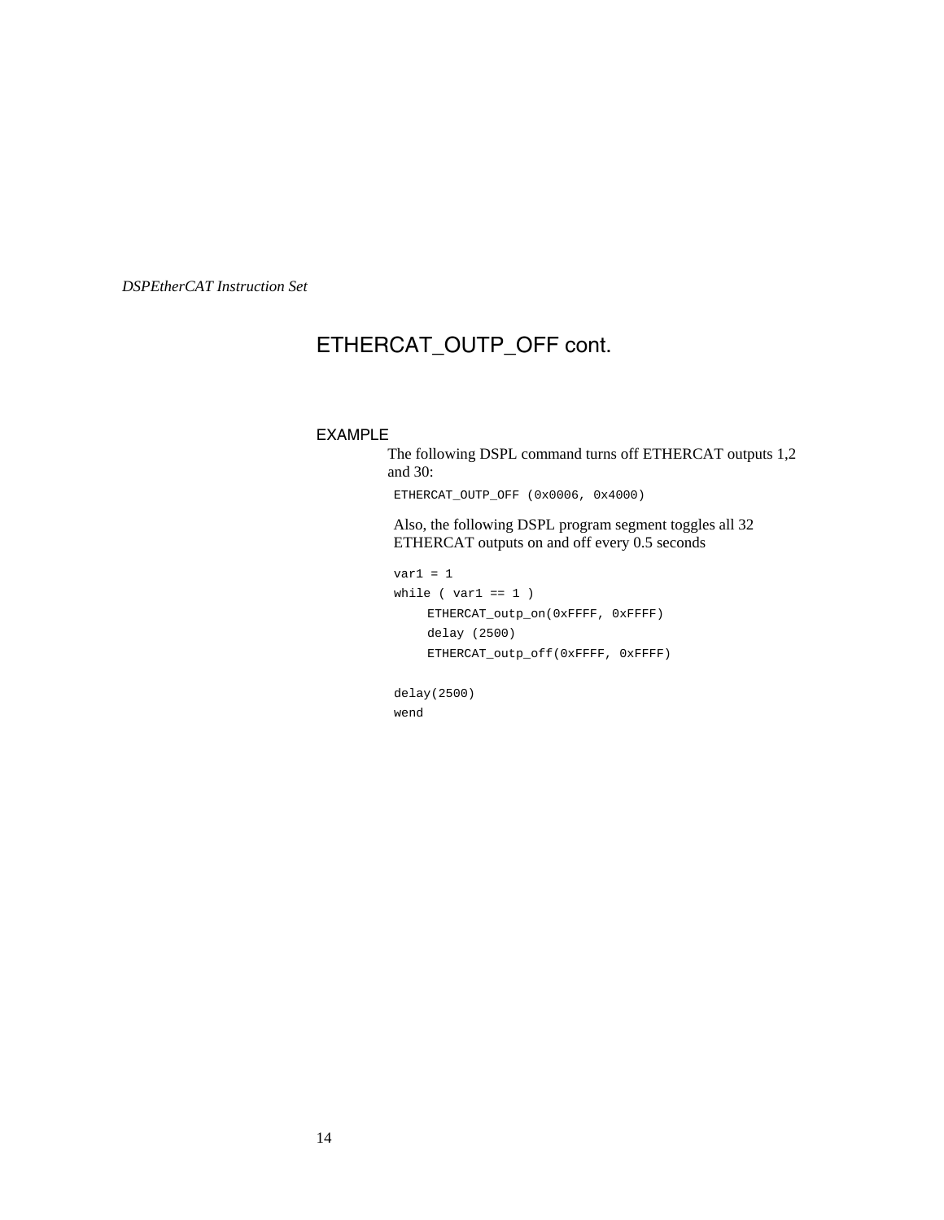# ETHERCAT_OUTP_OFF cont.

## EXAMPLE

The following DSPL command turns off ETHERCAT outputs 1,2 and 30:

```
ETHERCAT_OUTP_OFF (0x0006, 0x4000)
```

Also, the following DSPL program segment toggles all 32 ETHERCAT outputs on and off every 0.5 seconds

```
var1 = 1
while ( var1 == 1 )
     ETHERCAT_outp_on(0xFFFF, 0xFFFF)
     delay (2500)
     ETHERCAT_outp_off(0xFFFF, 0xFFFF)

delay(2500)
wend
```